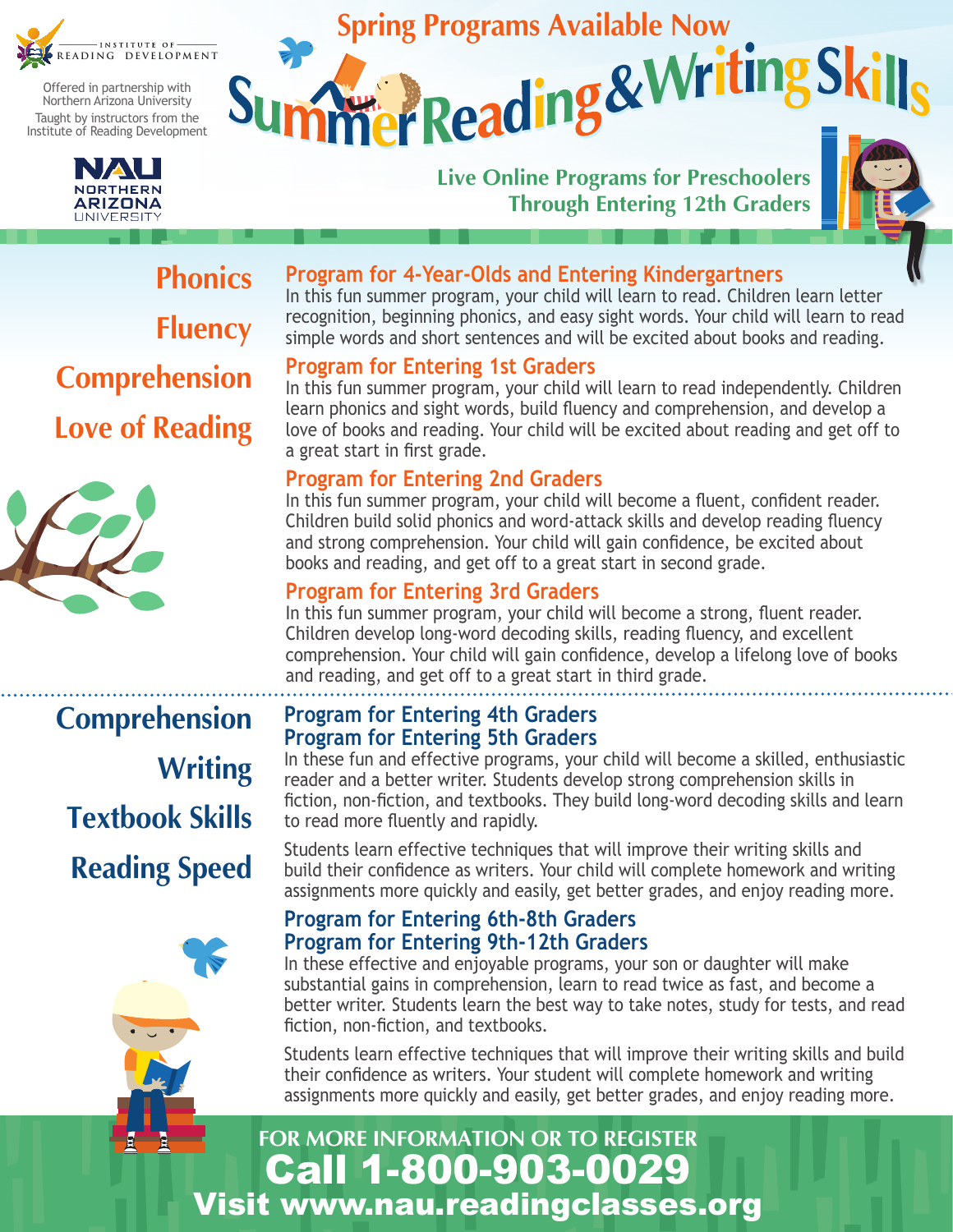INSTITUTE OF READING DEVELOPMENT

Offered in partnership with Northern Arizona University
Taught by instructors from the Institute of Reading Development

NAU NORTHERN ARIZONA UNIVERSITY

Spring Programs Available Now

# Summer Reading & Writing Skills

**Live Online Programs for Preschoolers Through Entering 12th Graders**

**Phonics**
**Fluency**
**Comprehension**
**Love of Reading**

## Program for 4-Year-Olds and Entering Kindergartners

In this fun summer program, your child will learn to read. Children learn letter recognition, beginning phonics, and easy sight words. Your child will learn to read simple words and short sentences and will be excited about books and reading.

## Program for Entering 1st Graders

In this fun summer program, your child will learn to read independently. Children learn phonics and sight words, build fluency and comprehension, and develop a love of books and reading. Your child will be excited about reading and get off to a great start in first grade.

## Program for Entering 2nd Graders

In this fun summer program, your child will become a fluent, confident reader. Children build solid phonics and word-attack skills and develop reading fluency and strong comprehension. Your child will gain confidence, be excited about books and reading, and get off to a great start in second grade.

## Program for Entering 3rd Graders

In this fun summer program, your child will become a strong, fluent reader. Children develop long-word decoding skills, reading fluency, and excellent comprehension. Your child will gain confidence, develop a lifelong love of books and reading, and get off to a great start in third grade.

---

**Comprehension**
**Writing**
**Textbook Skills**
**Reading Speed**

## Program for Entering 4th Graders
## Program for Entering 5th Graders

In these fun and effective programs, your child will become a skilled, enthusiastic reader and a better writer. Students develop strong comprehension skills in fiction, non-fiction, and textbooks. They build long-word decoding skills and learn to read more fluently and rapidly.

Students learn effective techniques that will improve their writing skills and build their confidence as writers. Your child will complete homework and writing assignments more quickly and easily, get better grades, and enjoy reading more.

## Program for Entering 6th-8th Graders
## Program for Entering 9th-12th Graders

In these effective and enjoyable programs, your son or daughter will make substantial gains in comprehension, learn to read twice as fast, and become a better writer. Students learn the best way to take notes, study for tests, and read fiction, non-fiction, and textbooks.

Students learn effective techniques that will improve their writing skills and build their confidence as writers. Your student will complete homework and writing assignments more quickly and easily, get better grades, and enjoy reading more.

**FOR MORE INFORMATION OR TO REGISTER**

**Call 1-800-903-0029**

**Visit www.nau.readingclasses.org**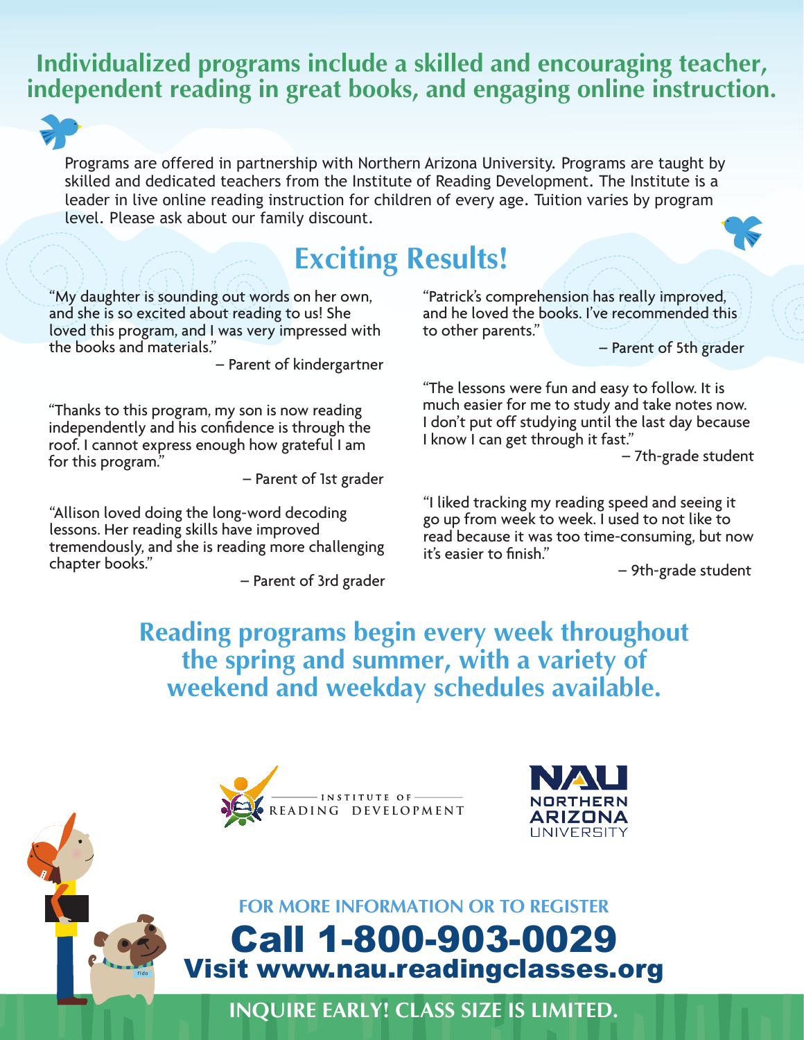## Individualized programs include a skilled and encouraging teacher, independent reading in great books, and engaging online instruction.

Programs are offered in partnership with Northern Arizona University. Programs are taught by skilled and dedicated teachers from the Institute of Reading Development. The Institute is a leader in live online reading instruction for children of every age. Tuition varies by program level. Please ask about our family discount.

## Exciting Results!

"My daughter is sounding out words on her own, and she is so excited about reading to us! She loved this program, and I was very impressed with the books and materials."

– Parent of kindergartner

"Thanks to this program, my son is now reading independently and his confidence is through the roof. I cannot express enough how grateful I am for this program."

– Parent of 1st grader

"Allison loved doing the long-word decoding lessons. Her reading skills have improved tremendously, and she is reading more challenging chapter books."

– Parent of 3rd grader

"Patrick's comprehension has really improved, and he loved the books. I've recommended this to other parents."

– Parent of 5th grader

"The lessons were fun and easy to follow. It is much easier for me to study and take notes now. I don't put off studying until the last day because I know I can get through it fast."

– 7th-grade student

"I liked tracking my reading speed and seeing it go up from week to week. I used to not like to read because it was too time-consuming, but now it's easier to finish."

– 9th-grade student

## Reading programs begin every week throughout the spring and summer, with a variety of weekend and weekday schedules available.

INSTITUTE OF READING DEVELOPMENT

NAU NORTHERN ARIZONA UNIVERSITY

**FOR MORE INFORMATION OR TO REGISTER**

# Call 1-800-903-0029

## Visit www.nau.readingclasses.org

**INQUIRE EARLY! CLASS SIZE IS LIMITED.**